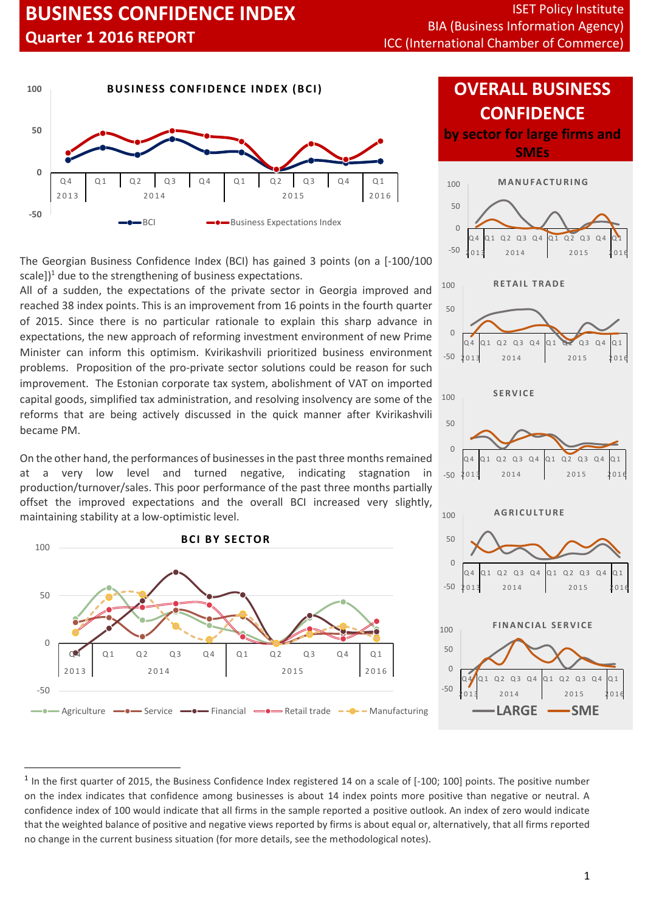# BUSINESS CONFIDENCE INDEX

## Quarter 1 2016 REPORT

ISET Policy Institute
BIA (Business Information Agency)
ICC (International Chamber of Commerce)

**BUSINESS CONFIDENCE INDEX (BCI)**

The Georgian Business Confidence Index (BCI) has gained 3 points (on a [-100/100 scale])[1] due to the strengthening of business expectations.

All of a sudden, the expectations of the private sector in Georgia improved and reached 38 index points. This is an improvement from 16 points in the fourth quarter of 2015. Since there is no particular rationale to explain this sharp advance in expectations, the new approach of reforming investment environment of new Prime Minister can inform this optimism. Kvirikashvili prioritized business environment problems. Proposition of the pro-private sector solutions could be reason for such improvement. The Estonian corporate tax system, abolishment of VAT on imported capital goods, simplified tax administration, and resolving insolvency are some of the reforms that are being actively discussed in the quick manner after Kvirikashvili became PM.

On the other hand, the performances of businesses in the past three months remained at a very low level and turned negative, indicating stagnation in production/turnover/sales. This poor performance of the past three months partially offset the improved expectations and the overall BCI increased very slightly, maintaining stability at a low-optimistic level.

**BCI BY SECTOR**

## OVERALL BUSINESS CONFIDENCE

### by sector for large firms and SMEs

MANUFACTURING

RETAIL TRADE

SERVICE

AGRICULTURE

FINANCIAL SERVICE

---

[1] In the first quarter of 2015, the Business Confidence Index registered 14 on a scale of [-100; 100] points. The positive number on the index indicates that confidence among businesses is about 14 index points more positive than negative or neutral. A confidence index of 100 would indicate that all firms in the sample reported a positive outlook. An index of zero would indicate that the weighted balance of positive and negative views reported by firms is about equal or, alternatively, that all firms reported no change in the current business situation (for more details, see the methodological notes).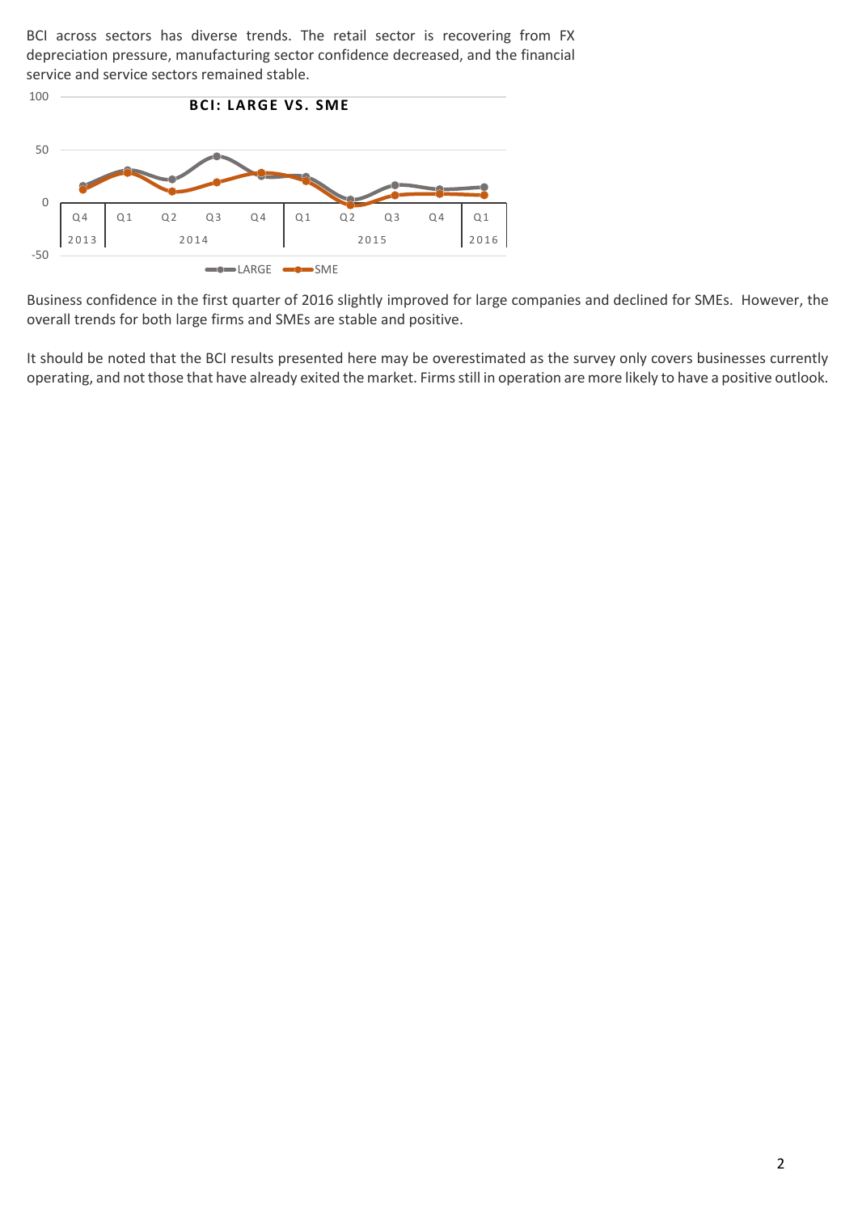BCI across sectors has diverse trends. The retail sector is recovering from FX depreciation pressure, manufacturing sector confidence decreased, and the financial service and service sectors remained stable.

Business confidence in the first quarter of 2016 slightly improved for large companies and declined for SMEs. However, the overall trends for both large firms and SMEs are stable and positive.

It should be noted that the BCI results presented here may be overestimated as the survey only covers businesses currently operating, and not those that have already exited the market. Firms still in operation are more likely to have a positive outlook.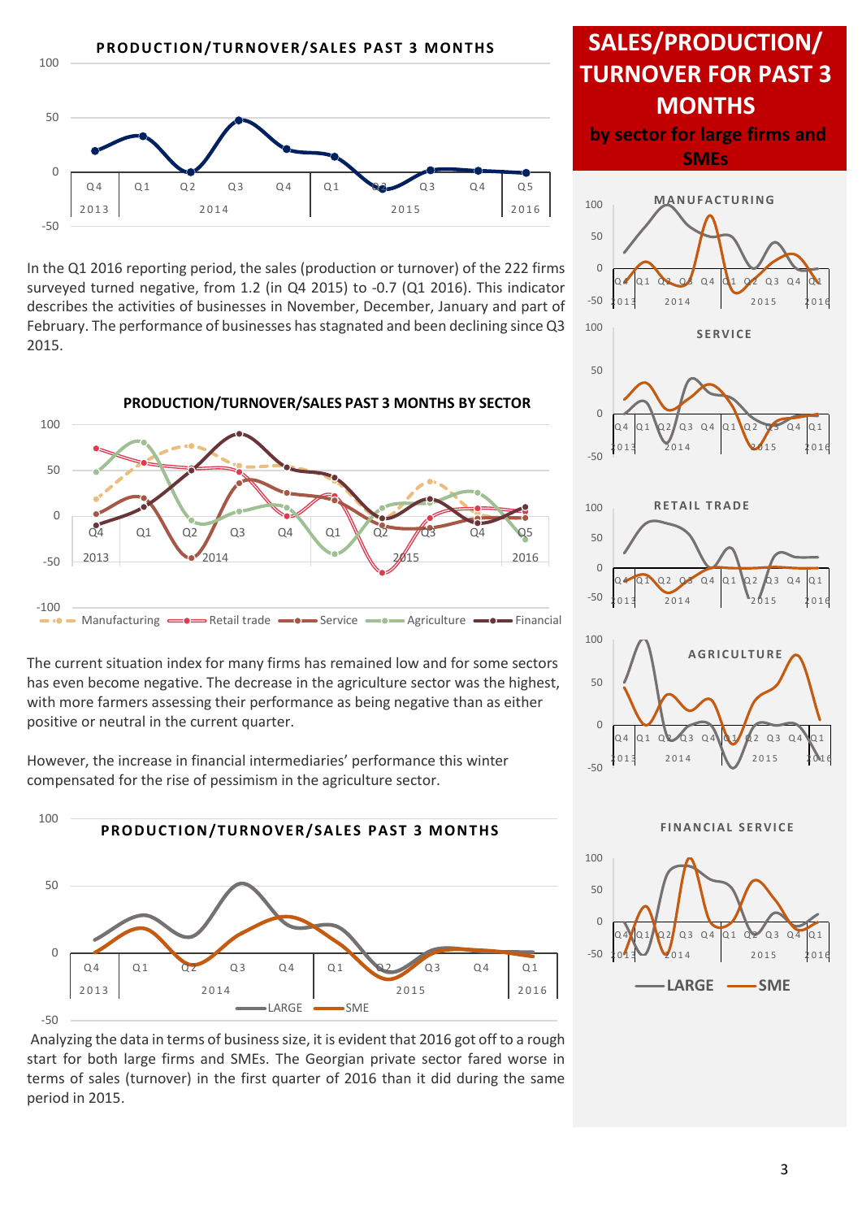**PRODUCTION/TURNOVER/SALES PAST 3 MONTHS**

In the Q1 2016 reporting period, the sales (production or turnover) of the 222 firms surveyed turned negative, from 1.2 (in Q4 2015) to -0.7 (Q1 2016). This indicator describes the activities of businesses in November, December, January and part of February. The performance of businesses has stagnated and been declining since Q3 2015.

**PRODUCTION/TURNOVER/SALES PAST 3 MONTHS BY SECTOR**

The current situation index for many firms has remained low and for some sectors has even become negative. The decrease in the agriculture sector was the highest, with more farmers assessing their performance as being negative than as either positive or neutral in the current quarter.

However, the increase in financial intermediaries' performance this winter compensated for the rise of pessimism in the agriculture sector.

**PRODUCTION/TURNOVER/SALES PAST 3 MONTHS**

Analyzing the data in terms of business size, it is evident that 2016 got off to a rough start for both large firms and SMEs. The Georgian private sector fared worse in terms of sales (turnover) in the first quarter of 2016 than it did during the same period in 2015.

# SALES/PRODUCTION/ TURNOVER FOR PAST 3 MONTHS

## by sector for large firms and SMEs

MANUFACTURING

SERVICE

RETAIL TRADE

AGRICULTURE

FINANCIAL SERVICE

LARGE — SME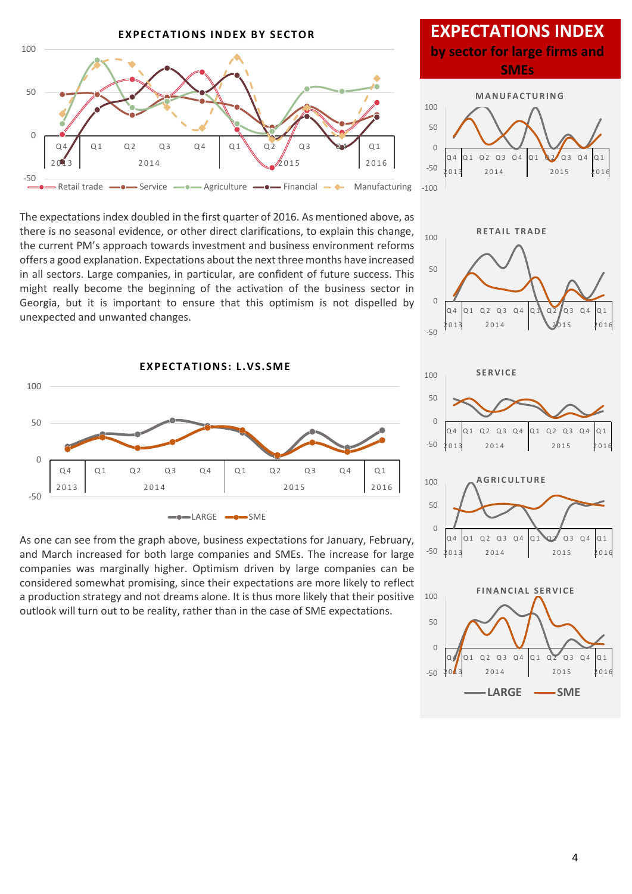**EXPECTATIONS INDEX BY SECTOR**

The expectations index doubled in the first quarter of 2016. As mentioned above, as there is no seasonal evidence, or other direct clarifications, to explain this change, the current PM's approach towards investment and business environment reforms offers a good explanation. Expectations about the next three months have increased in all sectors. Large companies, in particular, are confident of future success. This might really become the beginning of the activation of the business sector in Georgia, but it is important to ensure that this optimism is not dispelled by unexpected and unwanted changes.

**EXPECTATIONS: L.VS.SME**

As one can see from the graph above, business expectations for January, February, and March increased for both large companies and SMEs. The increase for large companies was marginally higher. Optimism driven by large companies can be considered somewhat promising, since their expectations are more likely to reflect a production strategy and not dreams alone. It is thus more likely that their positive outlook will turn out to be reality, rather than in the case of SME expectations.

## EXPECTATIONS INDEX

**by sector for large firms and SMEs**

MANUFACTURING

RETAIL TRADE

SERVICE

AGRICULTURE

FINANCIAL SERVICE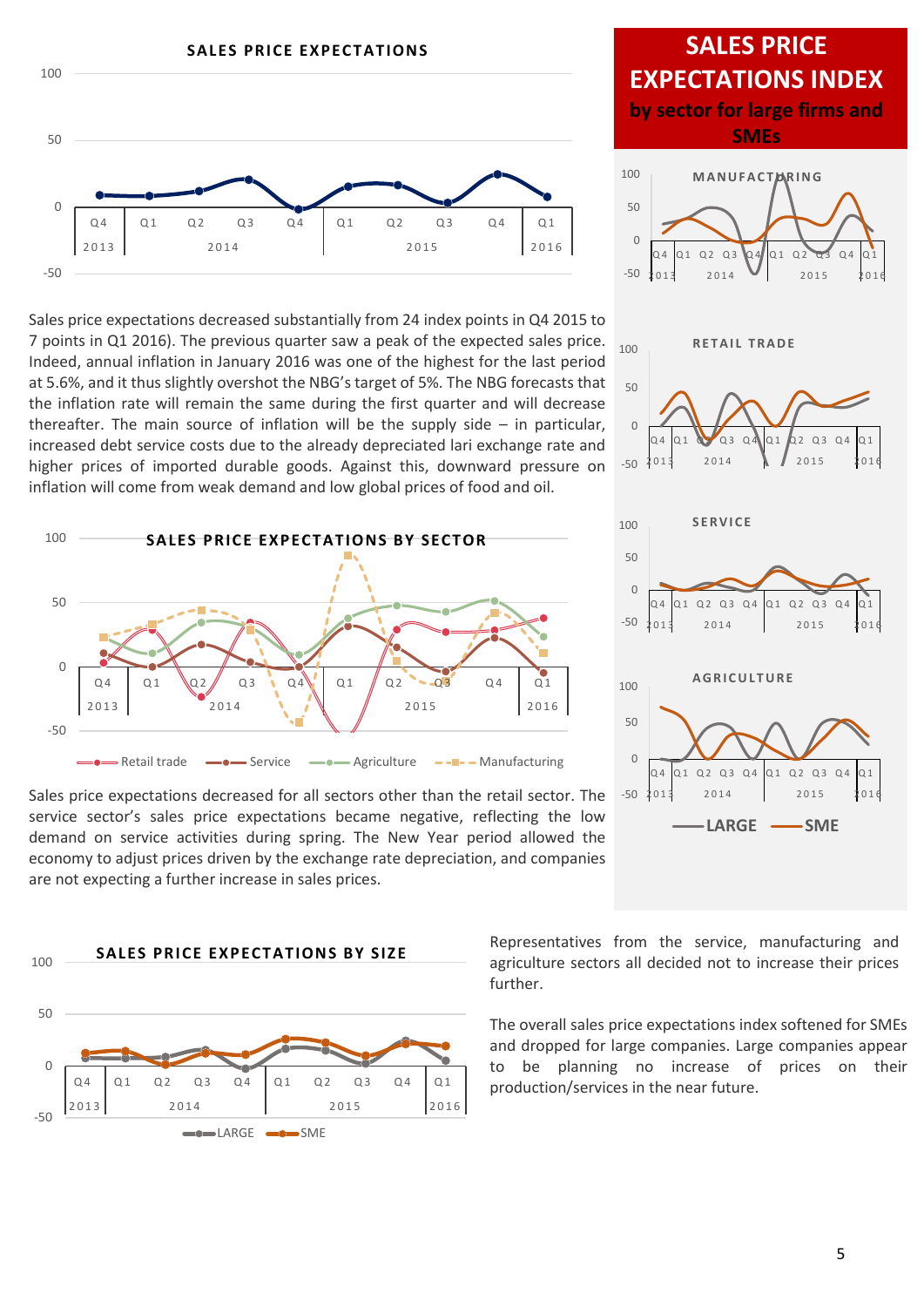## SALES PRICE EXPECTATIONS

Sales price expectations decreased substantially from 24 index points in Q4 2015 to 7 points in Q1 2016). The previous quarter saw a peak of the expected sales price. Indeed, annual inflation in January 2016 was one of the highest for the last period at 5.6%, and it thus slightly overshot the NBG's target of 5%. The NBG forecasts that the inflation rate will remain the same during the first quarter and will decrease thereafter. The main source of inflation will be the supply side – in particular, increased debt service costs due to the already depreciated lari exchange rate and higher prices of imported durable goods. Against this, downward pressure on inflation will come from weak demand and low global prices of food and oil.

## SALES PRICE EXPECTATIONS BY SECTOR

Sales price expectations decreased for all sectors other than the retail sector. The service sector's sales price expectations became negative, reflecting the low demand on service activities during spring. The New Year period allowed the economy to adjust prices driven by the exchange rate depreciation, and companies are not expecting a further increase in sales prices.

## SALES PRICE EXPECTATIONS INDEX by sector for large firms and SMEs

## SALES PRICE EXPECTATIONS BY SIZE

Representatives from the service, manufacturing and agriculture sectors all decided not to increase their prices further.

The overall sales price expectations index softened for SMEs and dropped for large companies. Large companies appear to be planning no increase of prices on their production/services in the near future.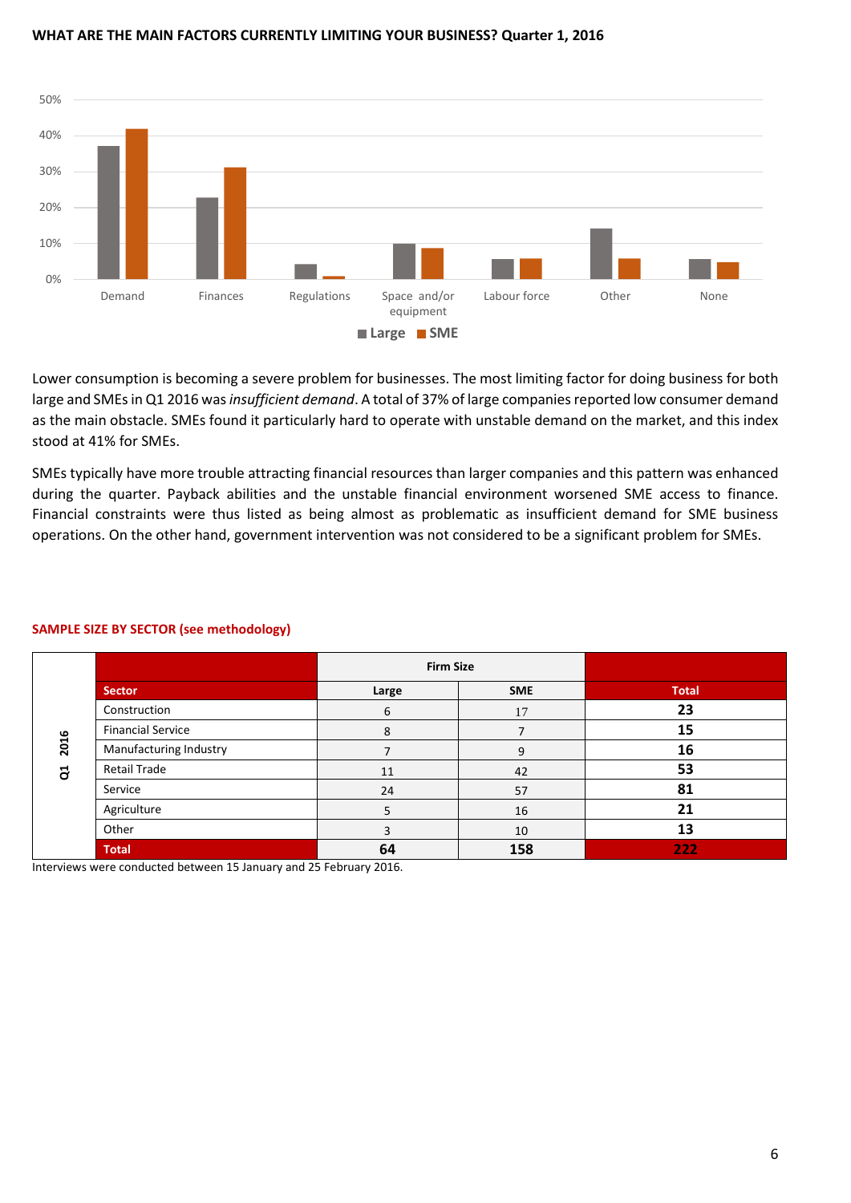**WHAT ARE THE MAIN FACTORS CURRENTLY LIMITING YOUR BUSINESS? Quarter 1, 2016**

Lower consumption is becoming a severe problem for businesses. The most limiting factor for doing business for both large and SMEs in Q1 2016 was *insufficient demand*. A total of 37% of large companies reported low consumer demand as the main obstacle. SMEs found it particularly hard to operate with unstable demand on the market, and this index stood at 41% for SMEs.

SMEs typically have more trouble attracting financial resources than larger companies and this pattern was enhanced during the quarter. Payback abilities and the unstable financial environment worsened SME access to finance. Financial constraints were thus listed as being almost as problematic as insufficient demand for SME business operations. On the other hand, government intervention was not considered to be a significant problem for SMEs.

**SAMPLE SIZE BY SECTOR (see methodology)**

| | Sector | Firm Size | | Total |
|---|---|---|---|---|
| | | Large | SME | |
| Q1 2016 | Construction | 6 | 17 | **23** |
| | Financial Service | 8 | 7 | **15** |
| | Manufacturing Industry | 7 | 9 | **16** |
| | Retail Trade | 11 | 42 | **53** |
| | Service | 24 | 57 | **81** |
| | Agriculture | 5 | 16 | **21** |
| | Other | 3 | 10 | **13** |
| | **Total** | **64** | **158** | **222** |

Interviews were conducted between 15 January and 25 February 2016.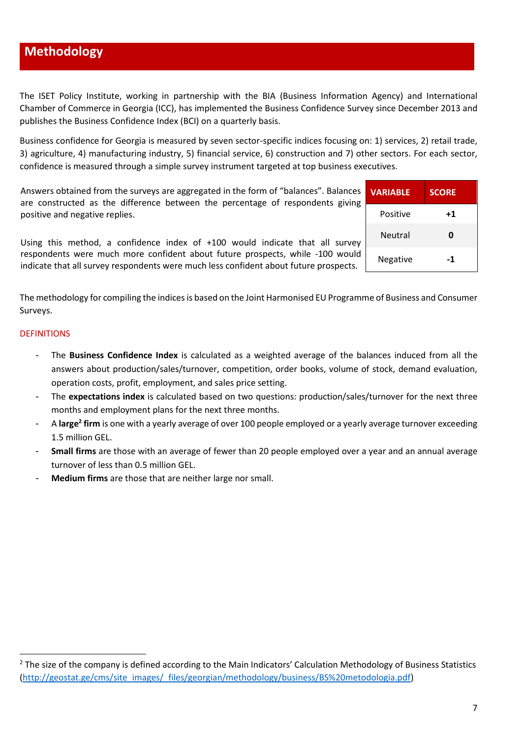# Methodology

The ISET Policy Institute, working in partnership with the BIA (Business Information Agency) and International Chamber of Commerce in Georgia (ICC), has implemented the Business Confidence Survey since December 2013 and publishes the Business Confidence Index (BCI) on a quarterly basis.

Business confidence for Georgia is measured by seven sector-specific indices focusing on: 1) services, 2) retail trade, 3) agriculture, 4) manufacturing industry, 5) financial service, 6) construction and 7) other sectors. For each sector, confidence is measured through a simple survey instrument targeted at top business executives.

Answers obtained from the surveys are aggregated in the form of "balances". Balances are constructed as the difference between the percentage of respondents giving positive and negative replies.

Using this method, a confidence index of +100 would indicate that all survey respondents were much more confident about future prospects, while -100 would indicate that all survey respondents were much less confident about future prospects.

| VARIABLE | SCORE |
|---|---|
| Positive | **+1** |
| Neutral | **0** |
| Negative | **-1** |

The methodology for compiling the indices is based on the Joint Harmonised EU Programme of Business and Consumer Surveys.

## DEFINITIONS

- The **Business Confidence Index** is calculated as a weighted average of the balances induced from all the answers about production/sales/turnover, competition, order books, volume of stock, demand evaluation, operation costs, profit, employment, and sales price setting.
- The **expectations index** is calculated based on two questions: production/sales/turnover for the next three months and employment plans for the next three months.
- A **large[2] firm** is one with a yearly average of over 100 people employed or a yearly average turnover exceeding 1.5 million GEL.
- **Small firms** are those with an average of fewer than 20 people employed over a year and an annual average turnover of less than 0.5 million GEL.
- **Medium firms** are those that are neither large nor small.

[2] The size of the company is defined according to the Main Indicators' Calculation Methodology of Business Statistics (http://geostat.ge/cms/site_images/_files/georgian/methodology/business/BS%20metodologia.pdf)